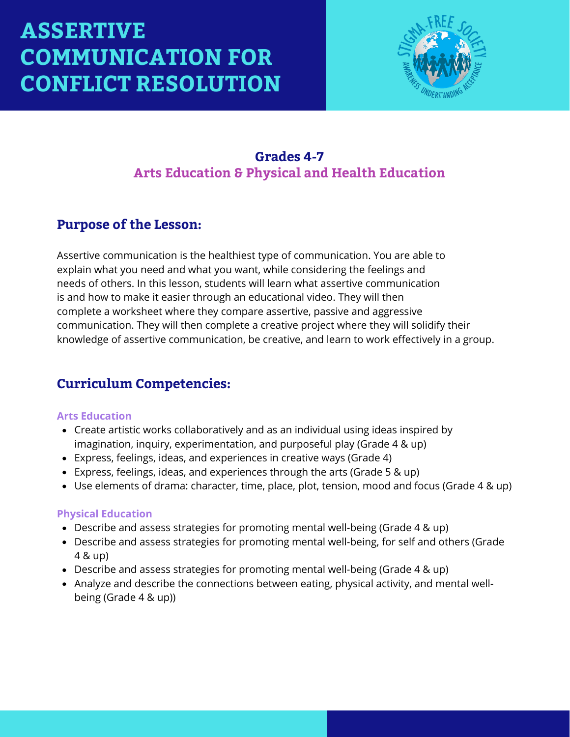# ASSERTIVE COMMUNICATION FOR CONFLICT RESOLUTION

### Grades 4-7
### Arts Education & Physical and Health Education

## Purpose of the Lesson:

Assertive communication is the healthiest type of communication. You are able to explain what you need and what you want, while considering the feelings and needs of others. In this lesson, students will learn what assertive communication is and how to make it easier through an educational video. They will then complete a worksheet where they compare assertive, passive and aggressive communication. They will then complete a creative project where they will solidify their knowledge of assertive communication, be creative, and learn to work effectively in a group.

## Curriculum Competencies:

**Arts Education**

- Create artistic works collaboratively and as an individual using ideas inspired by imagination, inquiry, experimentation, and purposeful play (Grade 4 & up)
- Express, feelings, ideas, and experiences in creative ways (Grade 4)
- Express, feelings, ideas, and experiences through the arts (Grade 5 & up)
- Use elements of drama: character, time, place, plot, tension, mood and focus (Grade 4 & up)

**Physical Education**

- Describe and assess strategies for promoting mental well-being (Grade 4 & up)
- Describe and assess strategies for promoting mental well-being, for self and others (Grade 4 & up)
- Describe and assess strategies for promoting mental well-being (Grade 4 & up)
- Analyze and describe the connections between eating, physical activity, and mental well-being (Grade 4 & up))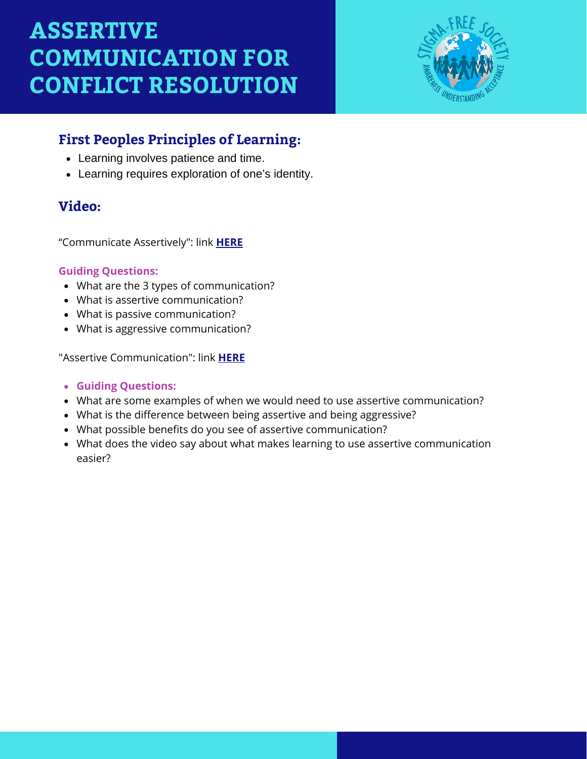# ASSERTIVE COMMUNICATION FOR CONFLICT RESOLUTION

## First Peoples Principles of Learning:

- Learning involves patience and time.
- Learning requires exploration of one's identity.

## Video:

"Communicate Assertively": link **HERE**

**Guiding Questions:**

- What are the 3 types of communication?
- What is assertive communication?
- What is passive communication?
- What is aggressive communication?

"Assertive Communication": link **HERE**

- **Guiding Questions:**
- What are some examples of when we would need to use assertive communication?
- What is the difference between being assertive and being aggressive?
- What possible benefits do you see of assertive communication?
- What does the video say about what makes learning to use assertive communication easier?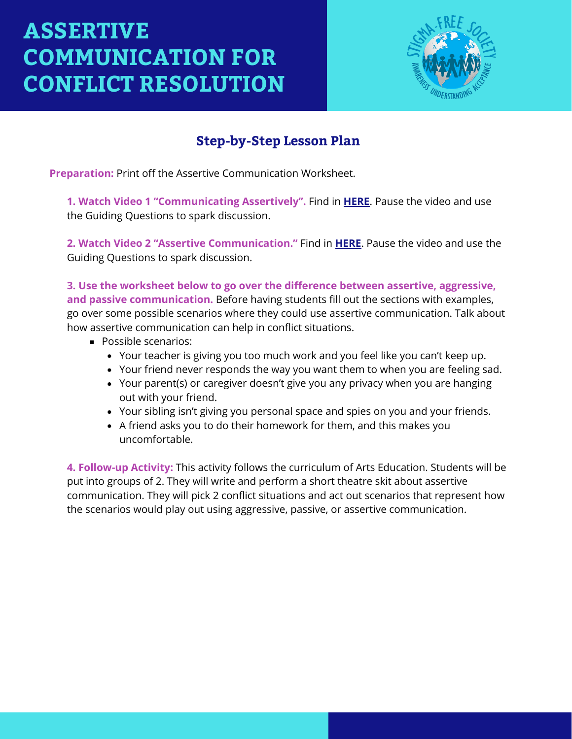# ASSERTIVE COMMUNICATION FOR CONFLICT RESOLUTION

## Step-by-Step Lesson Plan

**Preparation:** Print off the Assertive Communication Worksheet.

**1. Watch Video 1 "Communicating Assertively".** Find in **HERE**. Pause the video and use the Guiding Questions to spark discussion.

**2. Watch Video 2 "Assertive Communication."** Find in **HERE**. Pause the video and use the Guiding Questions to spark discussion.

**3. Use the worksheet below to go over the difference between assertive, aggressive, and passive communication.** Before having students fill out the sections with examples, go over some possible scenarios where they could use assertive communication. Talk about how assertive communication can help in conflict situations.

- Possible scenarios:
  - Your teacher is giving you too much work and you feel like you can't keep up.
  - Your friend never responds the way you want them to when you are feeling sad.
  - Your parent(s) or caregiver doesn't give you any privacy when you are hanging out with your friend.
  - Your sibling isn't giving you personal space and spies on you and your friends.
  - A friend asks you to do their homework for them, and this makes you uncomfortable.

**4. Follow-up Activity:** This activity follows the curriculum of Arts Education. Students will be put into groups of 2. They will write and perform a short theatre skit about assertive communication. They will pick 2 conflict situations and act out scenarios that represent how the scenarios would play out using aggressive, passive, or assertive communication.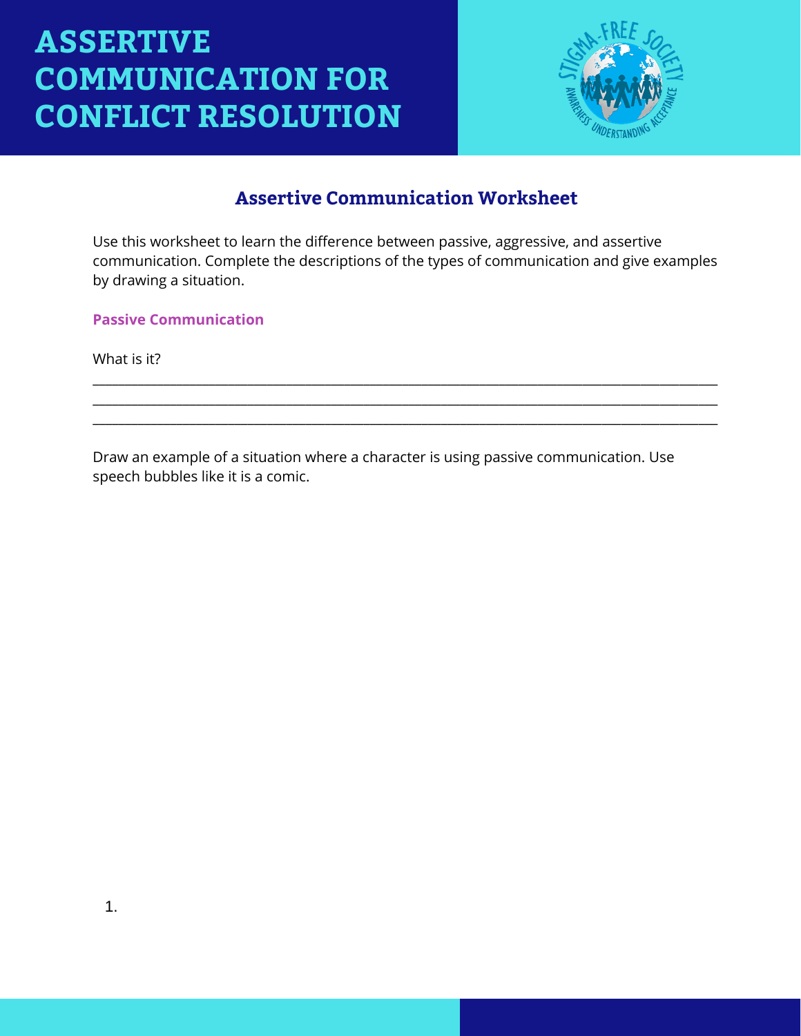# ASSERTIVE COMMUNICATION FOR CONFLICT RESOLUTION

## Assertive Communication Worksheet

Use this worksheet to learn the difference between passive, aggressive, and assertive communication. Complete the descriptions of the types of communication and give examples by drawing a situation.

### Passive Communication

What is it?

_______________________________________________________________________________
_______________________________________________________________________________
_______________________________________________________________________________

Draw an example of a situation where a character is using passive communication. Use speech bubbles like it is a comic.

1.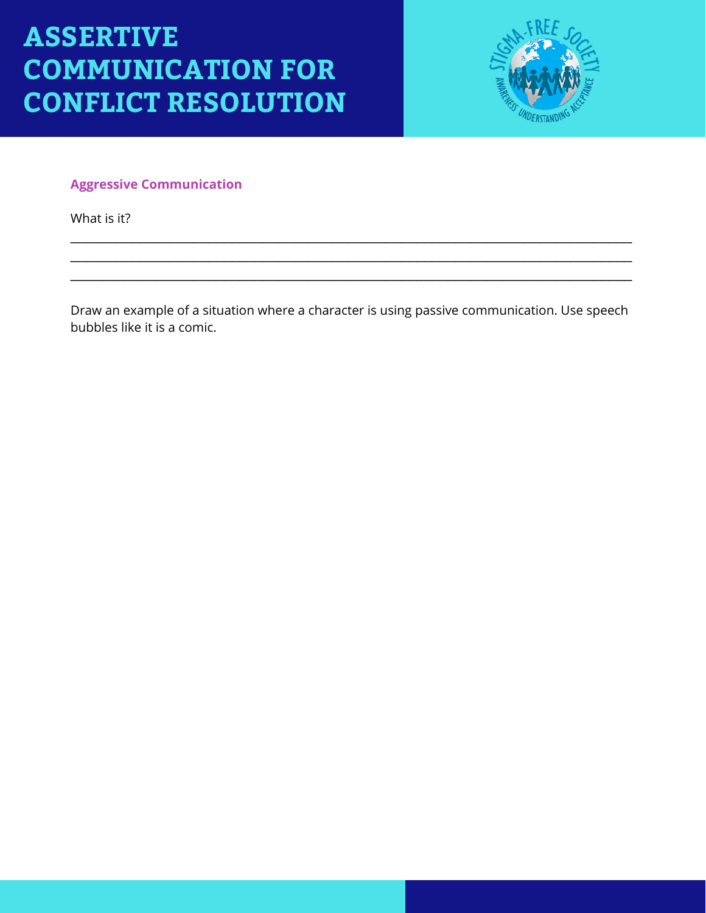# ASSERTIVE COMMUNICATION FOR CONFLICT RESOLUTION

### Aggressive Communication

What is it?

_______________________________________________________________________________________
_______________________________________________________________________________________
_______________________________________________________________________________________

Draw an example of a situation where a character is using passive communication. Use speech bubbles like it is a comic.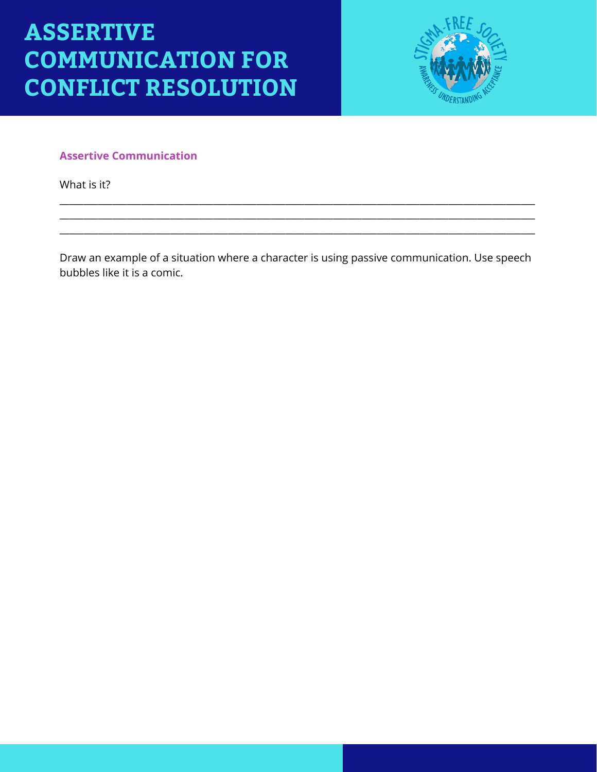# ASSERTIVE COMMUNICATION FOR CONFLICT RESOLUTION

STIGMA-FREE SOCIETY
AWARENESS UNDERSTANDING ACCEPTANCE

### Assertive Communication

What is it?

_______________________________________________________________________________________
_______________________________________________________________________________________
_______________________________________________________________________________________

Draw an example of a situation where a character is using passive communication. Use speech bubbles like it is a comic.